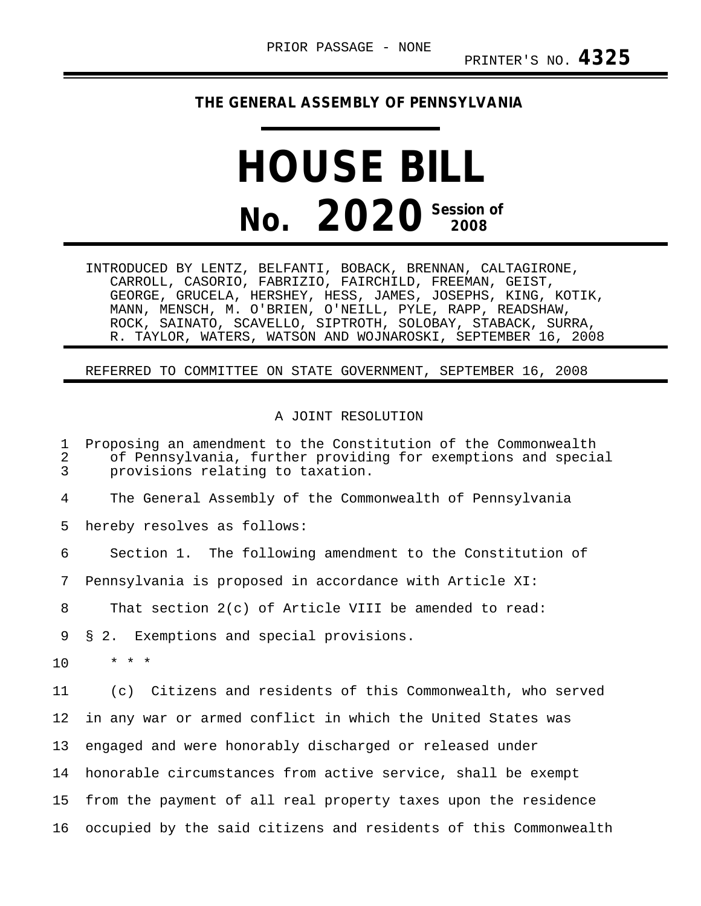PRIOR PASSAGE - NONE

PRINTER'S NO. **4325**

**THE GENERAL ASSEMBLY OF PENNSYLVANIA**

# HOUSE BILL

# No. 2020 Session of 2008

INTRODUCED BY LENTZ, BELFANTI, BOBACK, BRENNAN, CALTAGIRONE, CARROLL, CASORIO, FABRIZIO, FAIRCHILD, FREEMAN, GEIST, GEORGE, GRUCELA, HERSHEY, HESS, JAMES, JOSEPHS, KING, KOTIK, MANN, MENSCH, M. O'BRIEN, O'NEILL, PYLE, RAPP, READSHAW, ROCK, SAINATO, SCAVELLO, SIPTROTH, SOLOBAY, STABACK, SURRA, R. TAYLOR, WATERS, WATSON AND WOJNAROSKI, SEPTEMBER 16, 2008

REFERRED TO COMMITTEE ON STATE GOVERNMENT, SEPTEMBER 16, 2008

A JOINT RESOLUTION

1 Proposing an amendment to the Constitution of the Commonwealth
2 of Pennsylvania, further providing for exemptions and special
3 provisions relating to taxation.

4 The General Assembly of the Commonwealth of Pennsylvania
5 hereby resolves as follows:

6 Section 1. The following amendment to the Constitution of
7 Pennsylvania is proposed in accordance with Article XI:

8 That section 2(c) of Article VIII be amended to read:

9 § 2. Exemptions and special provisions.

10 * * *

11 (c) Citizens and residents of this Commonwealth, who served
12 in any war or armed conflict in which the United States was
13 engaged and were honorably discharged or released under
14 honorable circumstances from active service, shall be exempt
15 from the payment of all real property taxes upon the residence
16 occupied by the said citizens and residents of this Commonwealth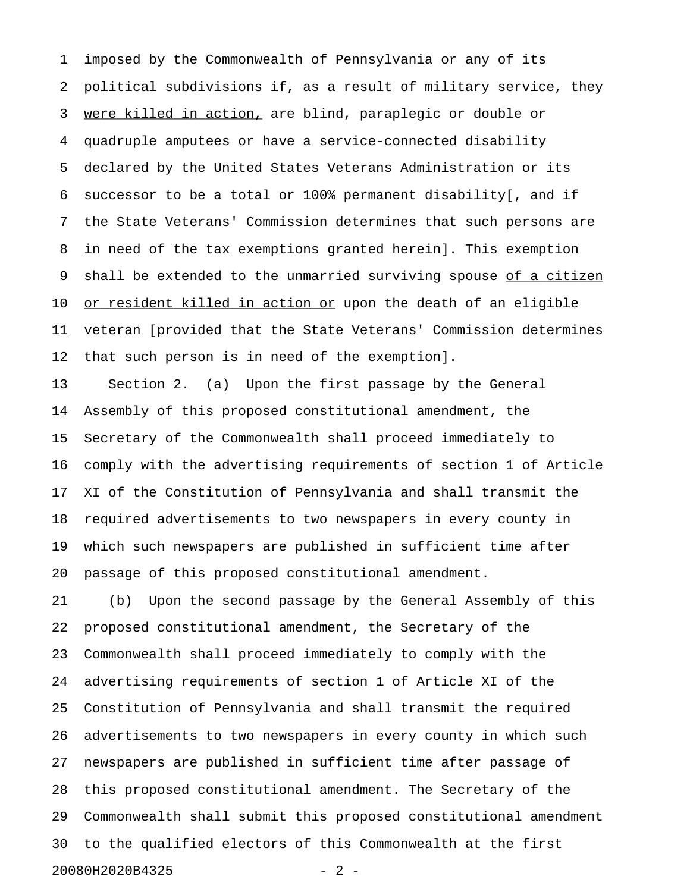imposed by the Commonwealth of Pennsylvania or any of its political subdivisions if, as a result of military service, they <u>were killed in action,</u> are blind, paraplegic or double or quadruple amputees or have a service-connected disability declared by the United States Veterans Administration or its successor to be a total or 100% permanent disability[, and if the State Veterans' Commission determines that such persons are in need of the tax exemptions granted herein]. This exemption shall be extended to the unmarried surviving spouse <u>of a citizen or resident killed in action or</u> upon the death of an eligible veteran [provided that the State Veterans' Commission determines that such person is in need of the exemption].

Section 2. (a) Upon the first passage by the General Assembly of this proposed constitutional amendment, the Secretary of the Commonwealth shall proceed immediately to comply with the advertising requirements of section 1 of Article XI of the Constitution of Pennsylvania and shall transmit the required advertisements to two newspapers in every county in which such newspapers are published in sufficient time after passage of this proposed constitutional amendment.

(b) Upon the second passage by the General Assembly of this proposed constitutional amendment, the Secretary of the Commonwealth shall proceed immediately to comply with the advertising requirements of section 1 of Article XI of the Constitution of Pennsylvania and shall transmit the required advertisements to two newspapers in every county in which such newspapers are published in sufficient time after passage of this proposed constitutional amendment. The Secretary of the Commonwealth shall submit this proposed constitutional amendment to the qualified electors of this Commonwealth at the first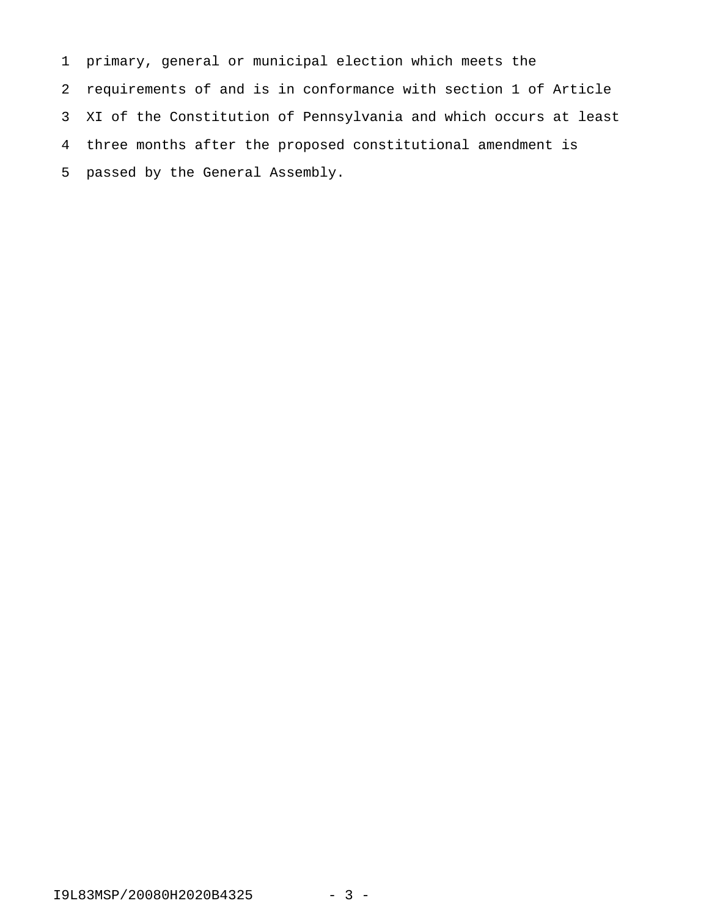primary, general or municipal election which meets the requirements of and is in conformance with section 1 of Article XI of the Constitution of Pennsylvania and which occurs at least three months after the proposed constitutional amendment is passed by the General Assembly.